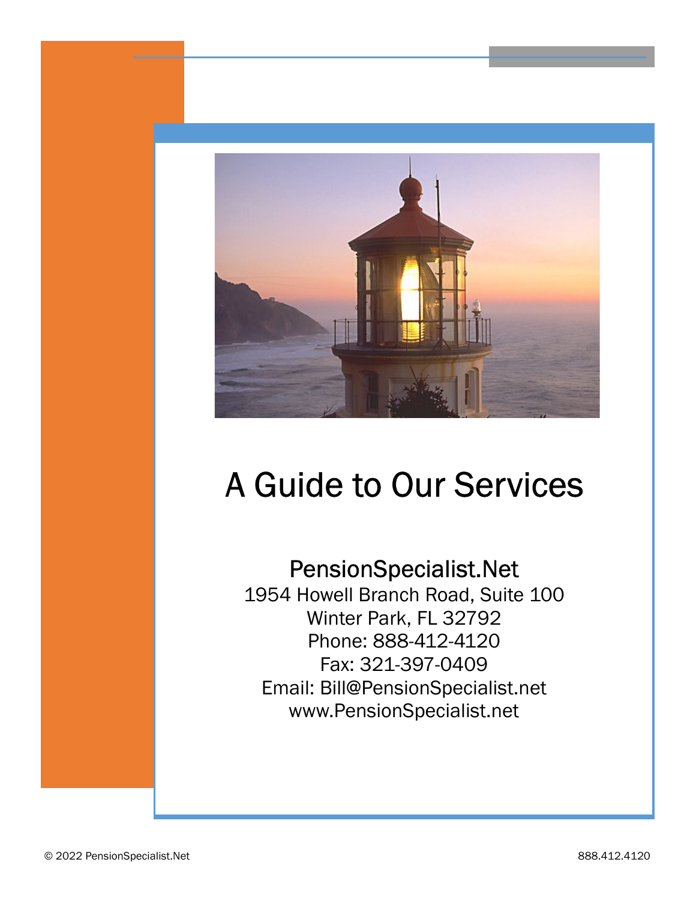# A Guide to Our Services

## PensionSpecialist.Net

1954 Howell Branch Road, Suite 100
Winter Park, FL 32792
Phone: 888-412-4120
Fax: 321-397-0409
Email: Bill@PensionSpecialist.net
www.PensionSpecialist.net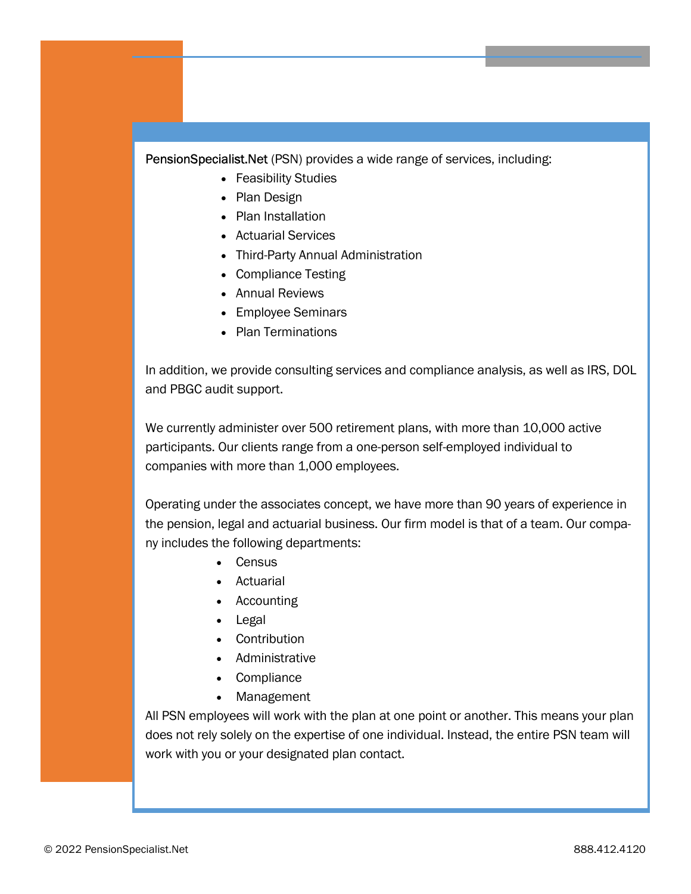PensionSpecialist.Net (PSN) provides a wide range of services, including:

- Feasibility Studies
- Plan Design
- Plan Installation
- Actuarial Services
- Third-Party Annual Administration
- Compliance Testing
- Annual Reviews
- Employee Seminars
- Plan Terminations

In addition, we provide consulting services and compliance analysis, as well as IRS, DOL and PBGC audit support.

We currently administer over 500 retirement plans, with more than 10,000 active participants. Our clients range from a one-person self-employed individual to companies with more than 1,000 employees.

Operating under the associates concept, we have more than 90 years of experience in the pension, legal and actuarial business. Our firm model is that of a team. Our company includes the following departments:

- Census
- Actuarial
- Accounting
- Legal
- Contribution
- Administrative
- Compliance
- Management

All PSN employees will work with the plan at one point or another. This means your plan does not rely solely on the expertise of one individual. Instead, the entire PSN team will work with you or your designated plan contact.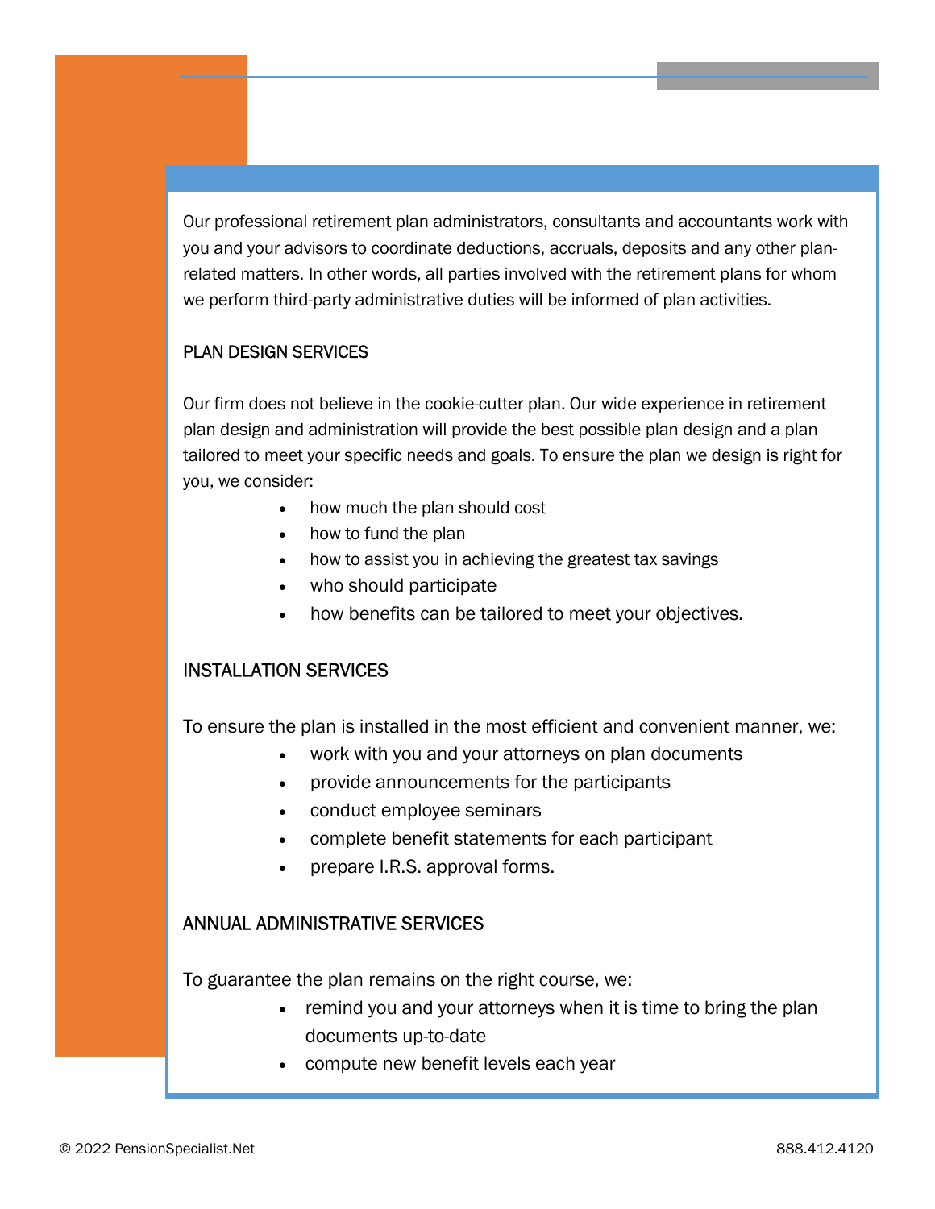Our professional retirement plan administrators, consultants and accountants work with you and your advisors to coordinate deductions, accruals, deposits and any other plan-related matters. In other words, all parties involved with the retirement plans for whom we perform third-party administrative duties will be informed of plan activities.

## PLAN DESIGN SERVICES

Our firm does not believe in the cookie-cutter plan. Our wide experience in retirement plan design and administration will provide the best possible plan design and a plan tailored to meet your specific needs and goals. To ensure the plan we design is right for you, we consider:

- how much the plan should cost
- how to fund the plan
- how to assist you in achieving the greatest tax savings
- who should participate
- how benefits can be tailored to meet your objectives.

## INSTALLATION SERVICES

To ensure the plan is installed in the most efficient and convenient manner, we:

- work with you and your attorneys on plan documents
- provide announcements for the participants
- conduct employee seminars
- complete benefit statements for each participant
- prepare I.R.S. approval forms.

## ANNUAL ADMINISTRATIVE SERVICES

To guarantee the plan remains on the right course, we:

- remind you and your attorneys when it is time to bring the plan documents up-to-date
- compute new benefit levels each year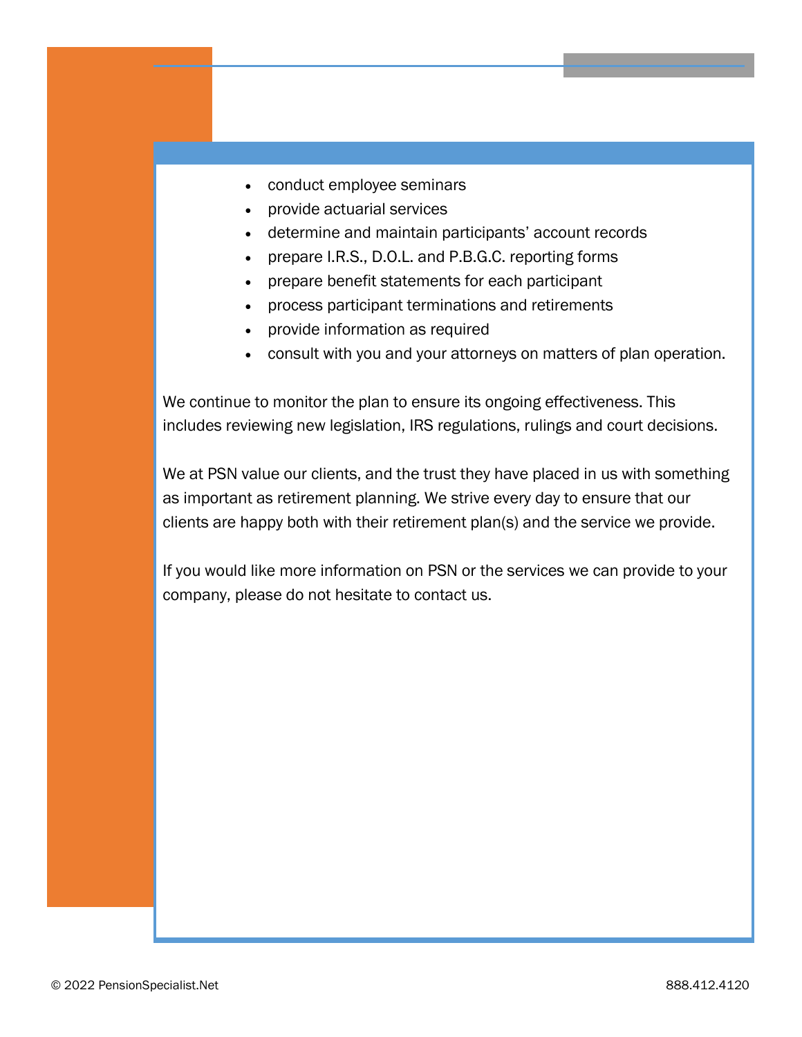- conduct employee seminars
- provide actuarial services
- determine and maintain participants' account records
- prepare I.R.S., D.O.L. and P.B.G.C. reporting forms
- prepare benefit statements for each participant
- process participant terminations and retirements
- provide information as required
- consult with you and your attorneys on matters of plan operation.

We continue to monitor the plan to ensure its ongoing effectiveness. This includes reviewing new legislation, IRS regulations, rulings and court decisions.

We at PSN value our clients, and the trust they have placed in us with something as important as retirement planning. We strive every day to ensure that our clients are happy both with their retirement plan(s) and the service we provide.

If you would like more information on PSN or the services we can provide to your company, please do not hesitate to contact us.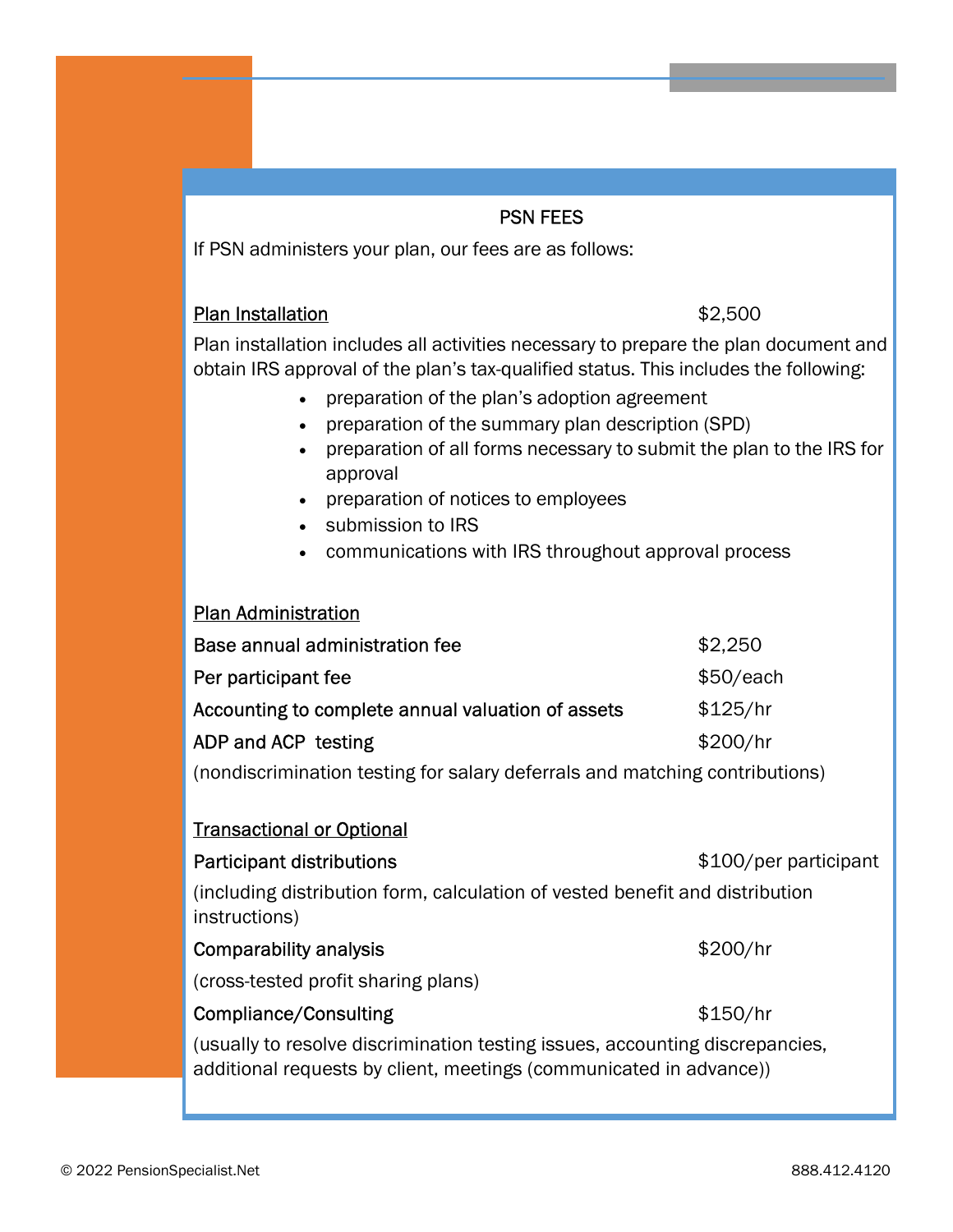## PSN FEES

If PSN administers your plan, our fees are as follows:

<u>Plan Installation</u> $2,500

Plan installation includes all activities necessary to prepare the plan document and obtain IRS approval of the plan's tax-qualified status. This includes the following:

- preparation of the plan's adoption agreement
- preparation of the summary plan description (SPD)
- preparation of all forms necessary to submit the plan to the IRS for approval
- preparation of notices to employees
- submission to IRS
- communications with IRS throughout approval process

<u>Plan Administration</u>

| | |
|---|---|
| Base annual administration fee | $2,250 |
| Per participant fee | $50/each |
| Accounting to complete annual valuation of assets | $125/hr |
| ADP and ACP testing | $200/hr |

(nondiscrimination testing for salary deferrals and matching contributions)

<u>Transactional or Optional</u>

Participant distributions $100/per participant

(including distribution form, calculation of vested benefit and distribution instructions)

Comparability analysis $200/hr

(cross-tested profit sharing plans)

Compliance/Consulting $150/hr

(usually to resolve discrimination testing issues, accounting discrepancies, additional requests by client, meetings (communicated in advance))

© 2022 PensionSpecialist.Net 888.412.4120